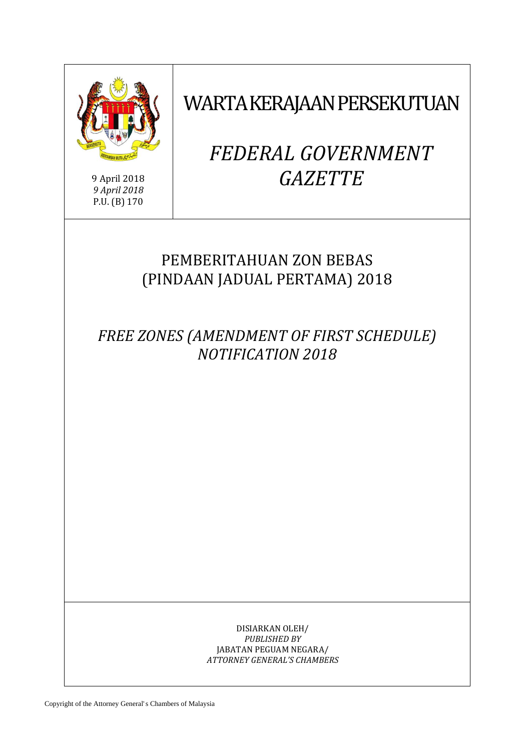# WARTA KERAJAAN PERSEKUTUAN

# *FEDERAL GOVERNMENT GAZETTE*

9 April 2018
*9 April 2018*
P.U. (B) 170

## PEMBERITAHUAN ZON BEBAS (PINDAAN JADUAL PERTAMA) 2018

## *FREE ZONES (AMENDMENT OF FIRST SCHEDULE) NOTIFICATION 2018*

DISIARKAN OLEH/
*PUBLISHED BY*
JABATAN PEGUAM NEGARA/
*ATTORNEY GENERAL'S CHAMBERS*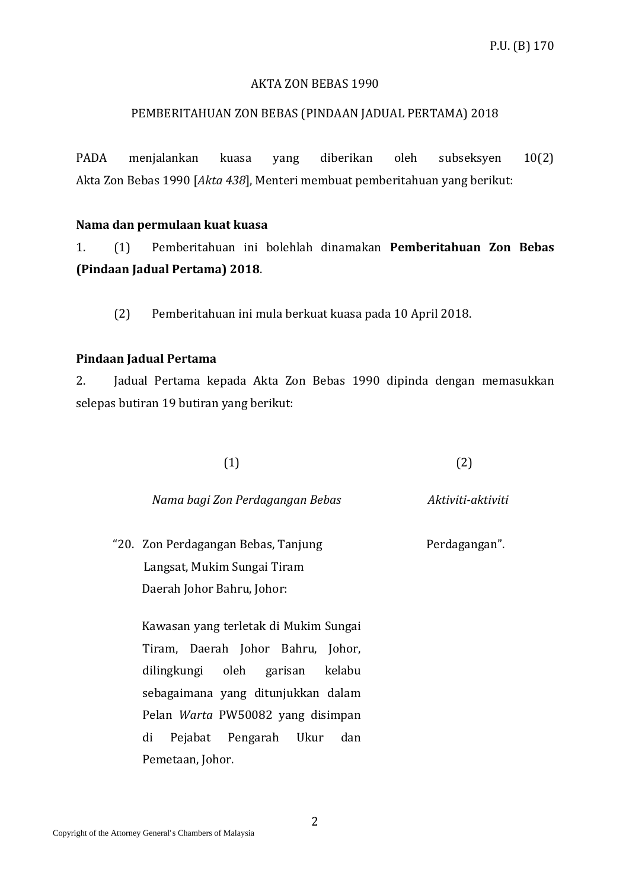P.U. (B) 170

AKTA ZON BEBAS 1990

PEMBERITAHUAN ZON BEBAS (PINDAAN JADUAL PERTAMA) 2018

PADA menjalankan kuasa yang diberikan oleh subseksyen 10(2) Akta Zon Bebas 1990 [*Akta 438*], Menteri membuat pemberitahuan yang berikut:

**Nama dan permulaan kuat kuasa**

1. (1) Pemberitahuan ini bolehlah dinamakan **Pemberitahuan Zon Bebas (Pindaan Jadual Pertama) 2018**.

(2) Pemberitahuan ini mula berkuat kuasa pada 10 April 2018.

**Pindaan Jadual Pertama**

2. Jadual Pertama kepada Akta Zon Bebas 1990 dipinda dengan memasukkan selepas butiran 19 butiran yang berikut:

| (1) | (2) |
|---|---|
| *Nama bagi Zon Perdagangan Bebas* | *Aktiviti-aktiviti* |
| "20. Zon Perdagangan Bebas, Tanjung Langsat, Mukim Sungai Tiram Daerah Johor Bahru, Johor:<br><br>Kawasan yang terletak di Mukim Sungai Tiram, Daerah Johor Bahru, Johor, dilingkungi oleh garisan kelabu sebagaimana yang ditunjukkan dalam Pelan *Warta* PW50082 yang disimpan di Pejabat Pengarah Ukur dan Pemetaan, Johor. | Perdagangan". |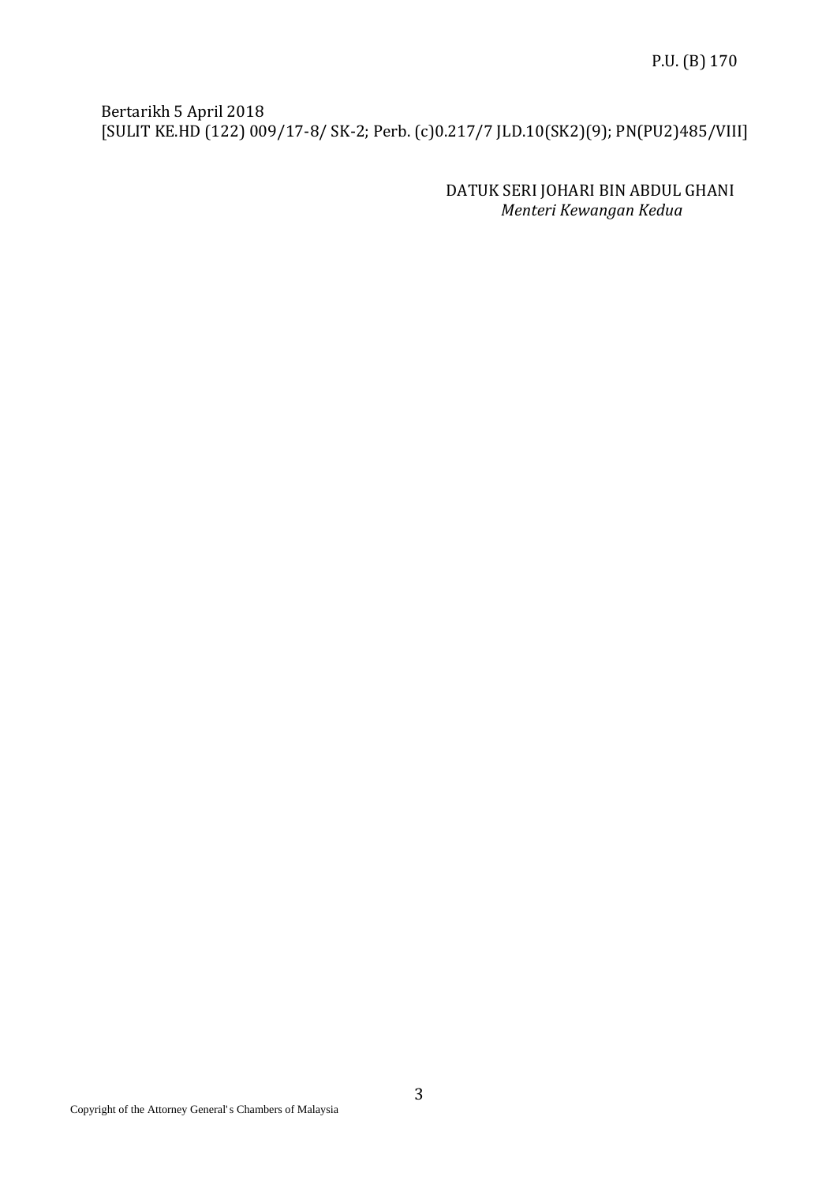Bertarikh 5 April 2018
[SULIT KE.HD (122) 009/17-8/ SK-2; Perb. (c)0.217/7 JLD.10(SK2)(9); PN(PU2)485/VIII]

DATUK SERI JOHARI BIN ABDUL GHANI
*Menteri Kewangan Kedua*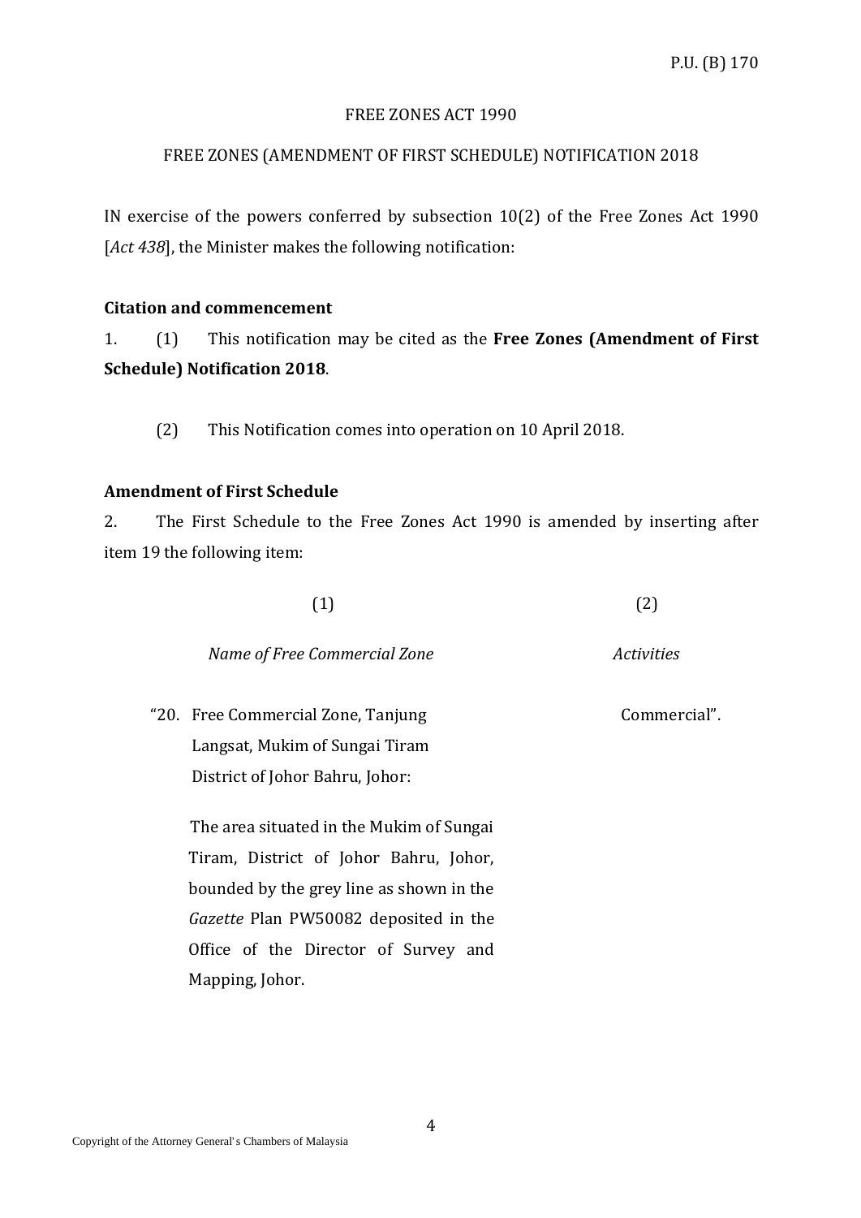P.U. (B) 170

FREE ZONES ACT 1990

FREE ZONES (AMENDMENT OF FIRST SCHEDULE) NOTIFICATION 2018

IN exercise of the powers conferred by subsection 10(2) of the Free Zones Act 1990 [*Act 438*], the Minister makes the following notification:

**Citation and commencement**

1. (1) This notification may be cited as the **Free Zones (Amendment of First Schedule) Notification 2018**.

(2) This Notification comes into operation on 10 April 2018.

**Amendment of First Schedule**

2. The First Schedule to the Free Zones Act 1990 is amended by inserting after item 19 the following item:

| (1) | (2) |
|---|---|
| *Name of Free Commercial Zone* | *Activities* |
| "20. Free Commercial Zone, Tanjung Langsat, Mukim of Sungai Tiram District of Johor Bahru, Johor:<br><br>The area situated in the Mukim of Sungai Tiram, District of Johor Bahru, Johor, bounded by the grey line as shown in the *Gazette* Plan PW50082 deposited in the Office of the Director of Survey and Mapping, Johor. | Commercial". |

Copyright of the Attorney General's Chambers of Malaysia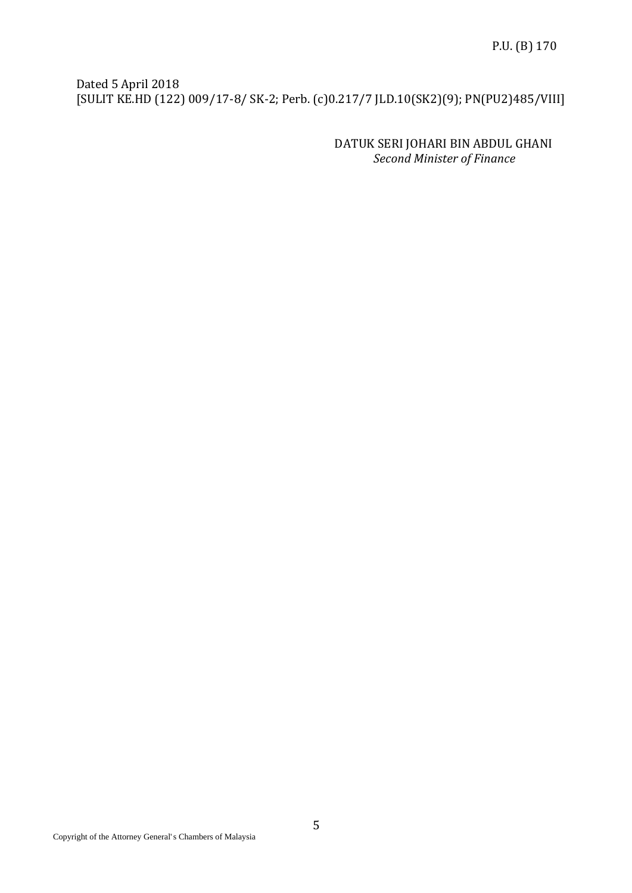Dated 5 April 2018
[SULIT KE.HD (122) 009/17-8/ SK-2; Perb. (c)0.217/7 JLD.10(SK2)(9); PN(PU2)485/VIII]

DATUK SERI JOHARI BIN ABDUL GHANI
*Second Minister of Finance*